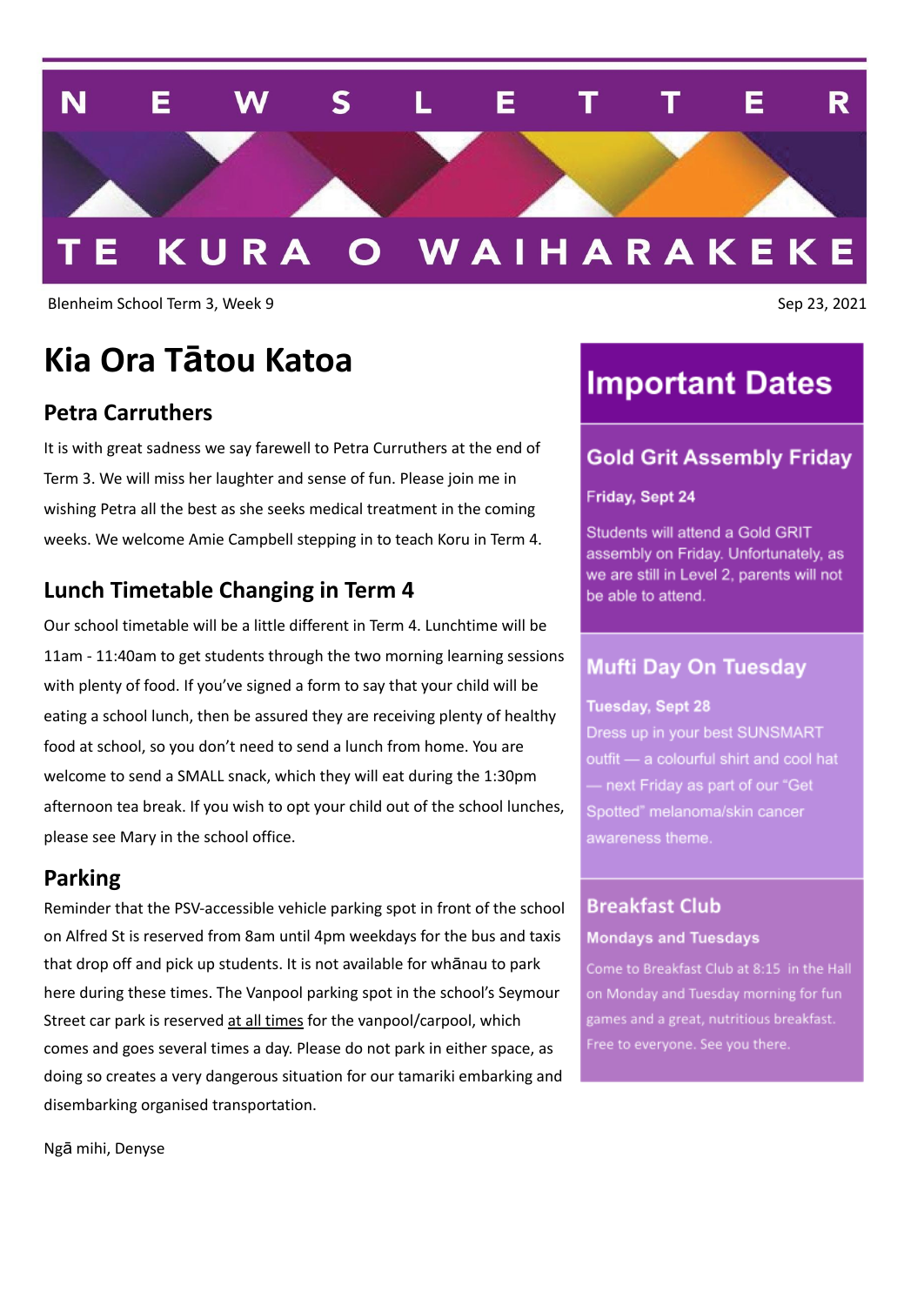# NEWSLETTER

## TE KURA O WAIHARAKEKE

Blenheim School Term 3, Week 9

Sep 23, 2021

# Kia Ora Tātou Katoa

## Petra Carruthers

It is with great sadness we say farewell to Petra Curruthers at the end of Term 3. We will miss her laughter and sense of fun. Please join me in wishing Petra all the best as she seeks medical treatment in the coming weeks. We welcome Amie Campbell stepping in to teach Koru in Term 4.

## Lunch Timetable Changing in Term 4

Our school timetable will be a little different in Term 4. Lunchtime will be 11am - 11:40am to get students through the two morning learning sessions with plenty of food. If you've signed a form to say that your child will be eating a school lunch, then be assured they are receiving plenty of healthy food at school, so you don't need to send a lunch from home. You are welcome to send a SMALL snack, which they will eat during the 1:30pm afternoon tea break. If you wish to opt your child out of the school lunches, please see Mary in the school office.

## Parking

Reminder that the PSV-accessible vehicle parking spot in front of the school on Alfred St is reserved from 8am until 4pm weekdays for the bus and taxis that drop off and pick up students. It is not available for whānau to park here during these times. The Vanpool parking spot in the school's Seymour Street car park is reserved at all times for the vanpool/carpool, which comes and goes several times a day. Please do not park in either space, as doing so creates a very dangerous situation for our tamariki embarking and disembarking organised transportation.

Ngā mihi, Denyse

# Important Dates

## Gold Grit Assembly Friday

**Friday, Sept 24**

Students will attend a Gold GRIT assembly on Friday. Unfortunately, as we are still in Level 2, parents will not be able to attend.

## Mufti Day On Tuesday

**Tuesday, Sept 28**

Dress up in your best SUNSMART outfit — a colourful shirt and cool hat — next Friday as part of our "Get Spotted" melanoma/skin cancer awareness theme.

## Breakfast Club

**Mondays and Tuesdays**

Come to Breakfast Club at 8:15 in the Hall on Monday and Tuesday morning for fun games and a great, nutritious breakfast. Free to everyone. See you there.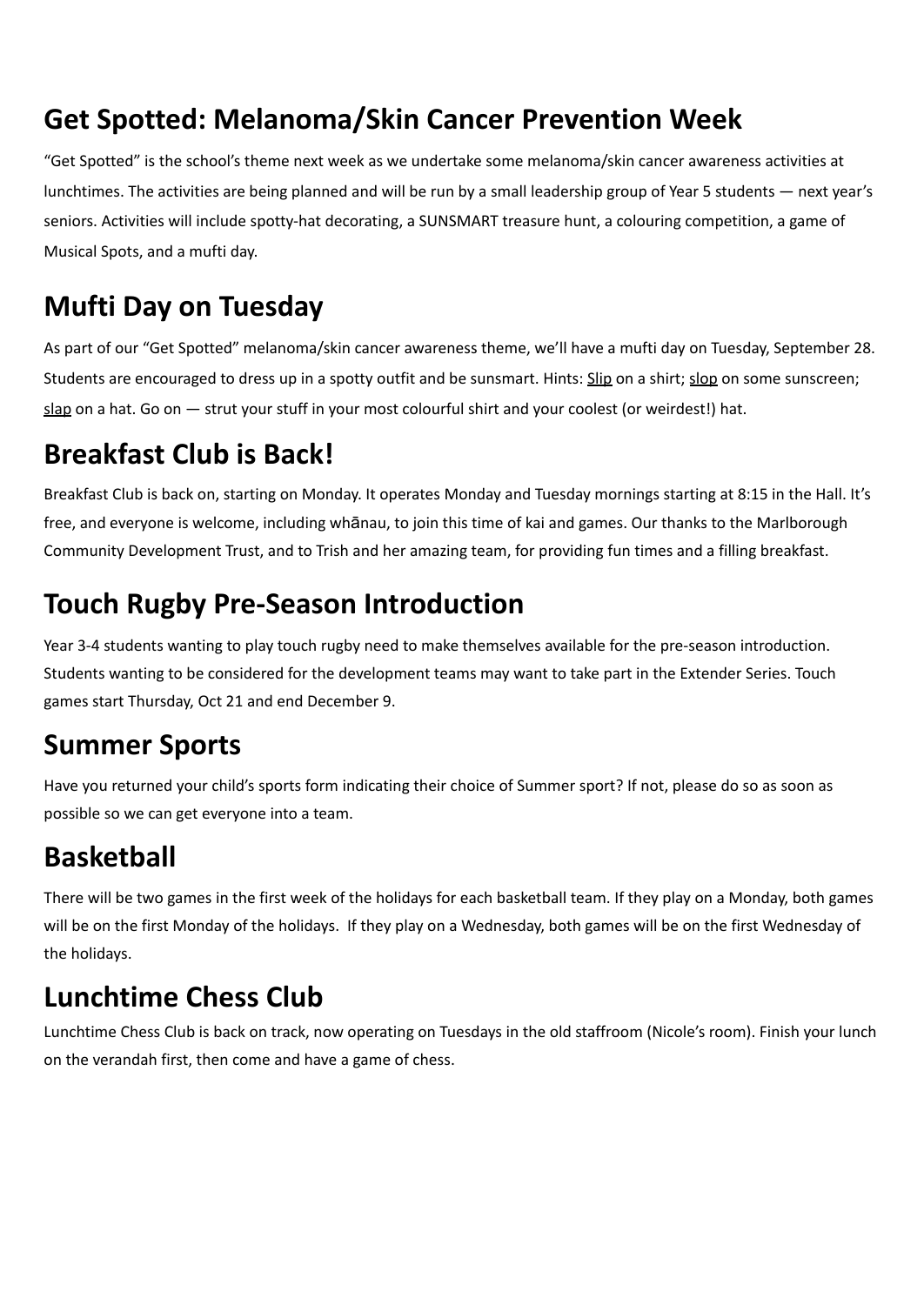## Get Spotted: Melanoma/Skin Cancer Prevention Week

“Get Spotted” is the school’s theme next week as we undertake some melanoma/skin cancer awareness activities at lunchtimes. The activities are being planned and will be run by a small leadership group of Year 5 students — next year’s seniors. Activities will include spotty-hat decorating, a SUNSMART treasure hunt, a colouring competition, a game of Musical Spots, and a mufti day.

## Mufti Day on Tuesday

As part of our “Get Spotted” melanoma/skin cancer awareness theme, we’ll have a mufti day on Tuesday, September 28. Students are encouraged to dress up in a spotty outfit and be sunsmart. Hints: Slip on a shirt; slop on some sunscreen; slap on a hat. Go on — strut your stuff in your most colourful shirt and your coolest (or weirdest!) hat.

## Breakfast Club is Back!

Breakfast Club is back on, starting on Monday. It operates Monday and Tuesday mornings starting at 8:15 in the Hall. It’s free, and everyone is welcome, including whānau, to join this time of kai and games. Our thanks to the Marlborough Community Development Trust, and to Trish and her amazing team, for providing fun times and a filling breakfast.

## Touch Rugby Pre-Season Introduction

Year 3-4 students wanting to play touch rugby need to make themselves available for the pre-season introduction. Students wanting to be considered for the development teams may want to take part in the Extender Series. Touch games start Thursday, Oct 21 and end December 9.

## Summer Sports

Have you returned your child’s sports form indicating their choice of Summer sport? If not, please do so as soon as possible so we can get everyone into a team.

## Basketball

There will be two games in the first week of the holidays for each basketball team. If they play on a Monday, both games will be on the first Monday of the holidays. If they play on a Wednesday, both games will be on the first Wednesday of the holidays.

## Lunchtime Chess Club

Lunchtime Chess Club is back on track, now operating on Tuesdays in the old staffroom (Nicole’s room). Finish your lunch on the verandah first, then come and have a game of chess.